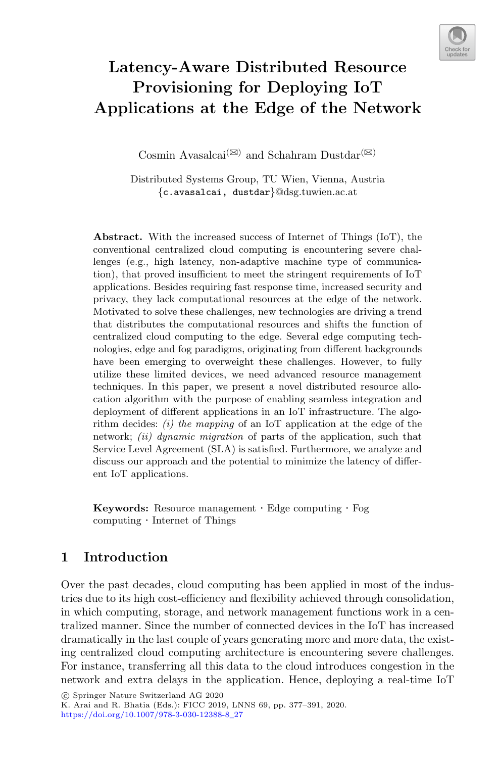# Latency-Aware Distributed Resource Provisioning for Deploying IoT Applications at the Edge of the Network

Cosmin Avasalcai[(✉)] and Schahram Dustdar[(✉)]

Distributed Systems Group, TU Wien, Vienna, Austria
{c.avasalcai, dustdar}@dsg.tuwien.ac.at

**Abstract.** With the increased success of Internet of Things (IoT), the conventional centralized cloud computing is encountering severe challenges (e.g., high latency, non-adaptive machine type of communication), that proved insufficient to meet the stringent requirements of IoT applications. Besides requiring fast response time, increased security and privacy, they lack computational resources at the edge of the network. Motivated to solve these challenges, new technologies are driving a trend that distributes the computational resources and shifts the function of centralized cloud computing to the edge. Several edge computing technologies, edge and fog paradigms, originating from different backgrounds have been emerging to overweight these challenges. However, to fully utilize these limited devices, we need advanced resource management techniques. In this paper, we present a novel distributed resource allocation algorithm with the purpose of enabling seamless integration and deployment of different applications in an IoT infrastructure. The algorithm decides: *(i) the mapping* of an IoT application at the edge of the network; *(ii) dynamic migration* of parts of the application, such that Service Level Agreement (SLA) is satisfied. Furthermore, we analyze and discuss our approach and the potential to minimize the latency of different IoT applications.

**Keywords:** Resource management · Edge computing · Fog computing · Internet of Things

## 1 Introduction

Over the past decades, cloud computing has been applied in most of the industries due to its high cost-efficiency and flexibility achieved through consolidation, in which computing, storage, and network management functions work in a centralized manner. Since the number of connected devices in the IoT has increased dramatically in the last couple of years generating more and more data, the existing centralized cloud computing architecture is encountering severe challenges. For instance, transferring all this data to the cloud introduces congestion in the network and extra delays in the application. Hence, deploying a real-time IoT

© Springer Nature Switzerland AG 2020
K. Arai and R. Bhatia (Eds.): FICC 2019, LNNS 69, pp. 377–391, 2020.
https://doi.org/10.1007/978-3-030-12388-8_27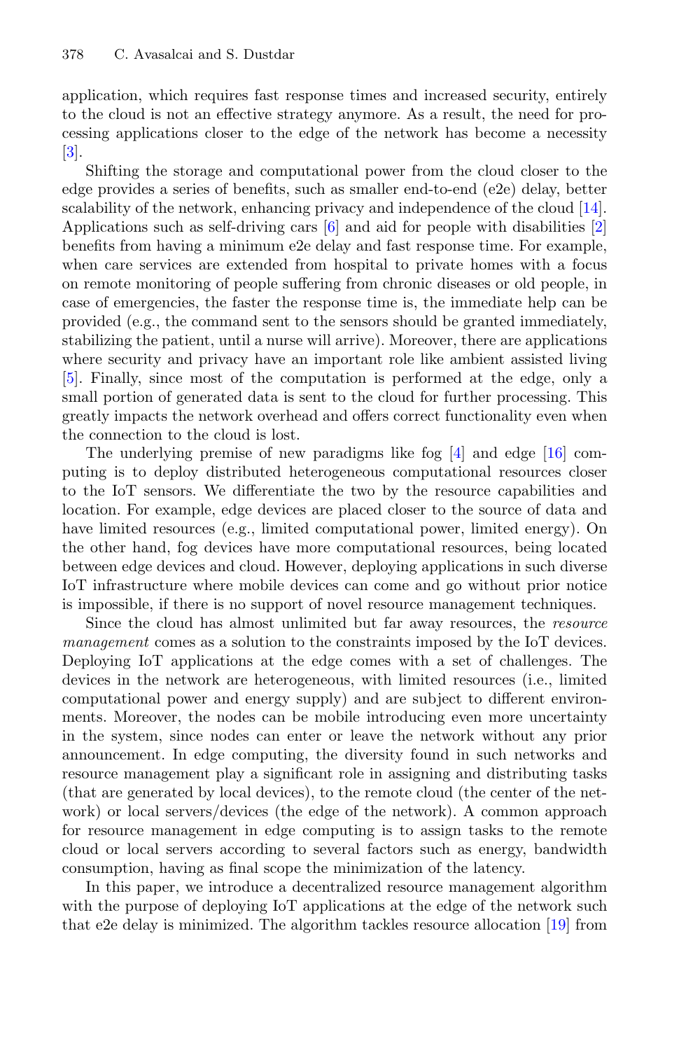application, which requires fast response times and increased security, entirely to the cloud is not an effective strategy anymore. As a result, the need for processing applications closer to the edge of the network has become a necessity [3].

Shifting the storage and computational power from the cloud closer to the edge provides a series of benefits, such as smaller end-to-end (e2e) delay, better scalability of the network, enhancing privacy and independence of the cloud [14]. Applications such as self-driving cars [6] and aid for people with disabilities [2] benefits from having a minimum e2e delay and fast response time. For example, when care services are extended from hospital to private homes with a focus on remote monitoring of people suffering from chronic diseases or old people, in case of emergencies, the faster the response time is, the immediate help can be provided (e.g., the command sent to the sensors should be granted immediately, stabilizing the patient, until a nurse will arrive). Moreover, there are applications where security and privacy have an important role like ambient assisted living [5]. Finally, since most of the computation is performed at the edge, only a small portion of generated data is sent to the cloud for further processing. This greatly impacts the network overhead and offers correct functionality even when the connection to the cloud is lost.

The underlying premise of new paradigms like fog [4] and edge [16] computing is to deploy distributed heterogeneous computational resources closer to the IoT sensors. We differentiate the two by the resource capabilities and location. For example, edge devices are placed closer to the source of data and have limited resources (e.g., limited computational power, limited energy). On the other hand, fog devices have more computational resources, being located between edge devices and cloud. However, deploying applications in such diverse IoT infrastructure where mobile devices can come and go without prior notice is impossible, if there is no support of novel resource management techniques.

Since the cloud has almost unlimited but far away resources, the *resource management* comes as a solution to the constraints imposed by the IoT devices. Deploying IoT applications at the edge comes with a set of challenges. The devices in the network are heterogeneous, with limited resources (i.e., limited computational power and energy supply) and are subject to different environments. Moreover, the nodes can be mobile introducing even more uncertainty in the system, since nodes can enter or leave the network without any prior announcement. In edge computing, the diversity found in such networks and resource management play a significant role in assigning and distributing tasks (that are generated by local devices), to the remote cloud (the center of the network) or local servers/devices (the edge of the network). A common approach for resource management in edge computing is to assign tasks to the remote cloud or local servers according to several factors such as energy, bandwidth consumption, having as final scope the minimization of the latency.

In this paper, we introduce a decentralized resource management algorithm with the purpose of deploying IoT applications at the edge of the network such that e2e delay is minimized. The algorithm tackles resource allocation [19] from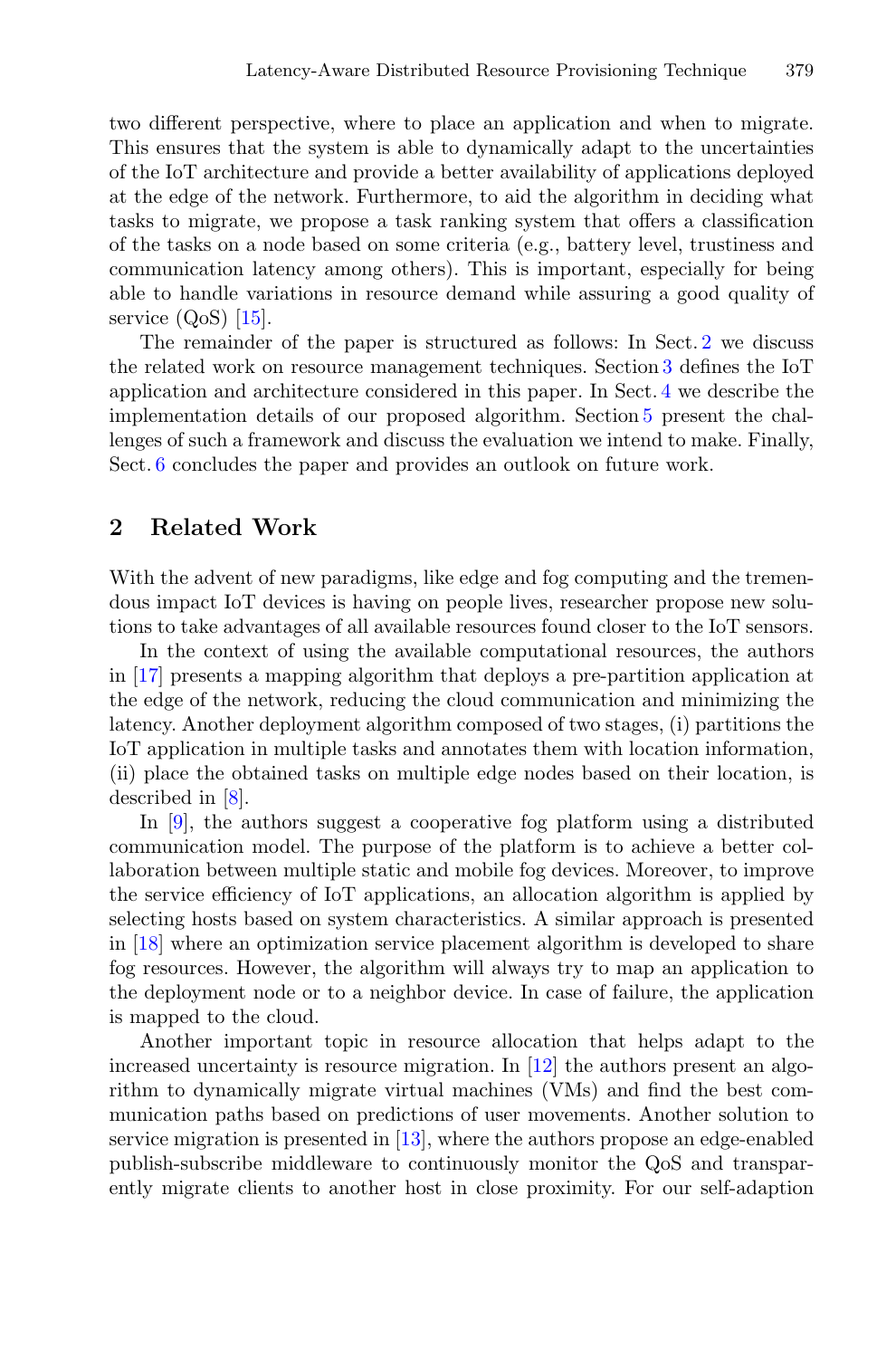two different perspective, where to place an application and when to migrate. This ensures that the system is able to dynamically adapt to the uncertainties of the IoT architecture and provide a better availability of applications deployed at the edge of the network. Furthermore, to aid the algorithm in deciding what tasks to migrate, we propose a task ranking system that offers a classification of the tasks on a node based on some criteria (e.g., battery level, trustiness and communication latency among others). This is important, especially for being able to handle variations in resource demand while assuring a good quality of service (QoS) [15].

The remainder of the paper is structured as follows: In Sect. 2 we discuss the related work on resource management techniques. Section 3 defines the IoT application and architecture considered in this paper. In Sect. 4 we describe the implementation details of our proposed algorithm. Section 5 present the challenges of such a framework and discuss the evaluation we intend to make. Finally, Sect. 6 concludes the paper and provides an outlook on future work.

## 2 Related Work

With the advent of new paradigms, like edge and fog computing and the tremendous impact IoT devices is having on people lives, researcher propose new solutions to take advantages of all available resources found closer to the IoT sensors.

In the context of using the available computational resources, the authors in [17] presents a mapping algorithm that deploys a pre-partition application at the edge of the network, reducing the cloud communication and minimizing the latency. Another deployment algorithm composed of two stages, (i) partitions the IoT application in multiple tasks and annotates them with location information, (ii) place the obtained tasks on multiple edge nodes based on their location, is described in [8].

In [9], the authors suggest a cooperative fog platform using a distributed communication model. The purpose of the platform is to achieve a better collaboration between multiple static and mobile fog devices. Moreover, to improve the service efficiency of IoT applications, an allocation algorithm is applied by selecting hosts based on system characteristics. A similar approach is presented in [18] where an optimization service placement algorithm is developed to share fog resources. However, the algorithm will always try to map an application to the deployment node or to a neighbor device. In case of failure, the application is mapped to the cloud.

Another important topic in resource allocation that helps adapt to the increased uncertainty is resource migration. In [12] the authors present an algorithm to dynamically migrate virtual machines (VMs) and find the best communication paths based on predictions of user movements. Another solution to service migration is presented in [13], where the authors propose an edge-enabled publish-subscribe middleware to continuously monitor the QoS and transparently migrate clients to another host in close proximity. For our self-adaption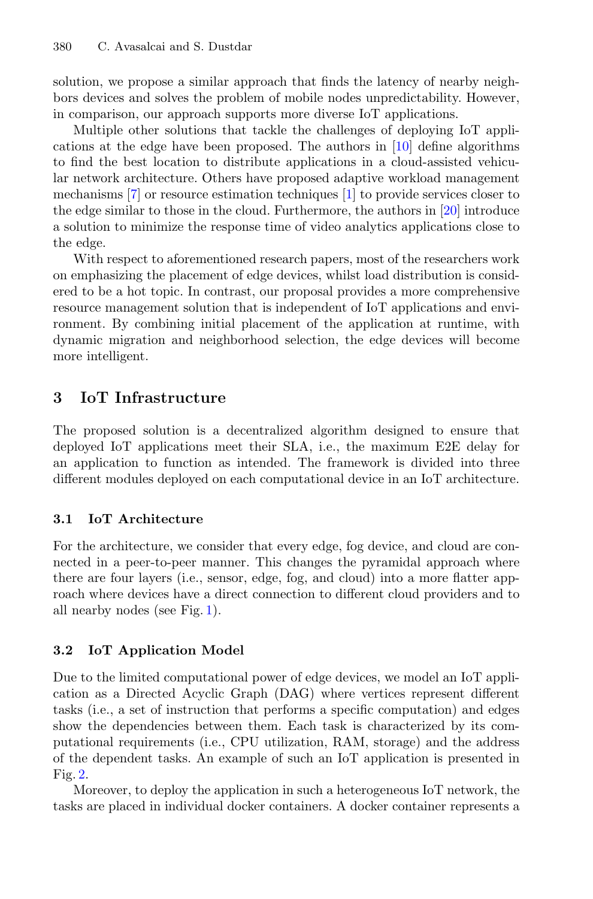solution, we propose a similar approach that finds the latency of nearby neighbors devices and solves the problem of mobile nodes unpredictability. However, in comparison, our approach supports more diverse IoT applications.

Multiple other solutions that tackle the challenges of deploying IoT applications at the edge have been proposed. The authors in [10] define algorithms to find the best location to distribute applications in a cloud-assisted vehicular network architecture. Others have proposed adaptive workload management mechanisms [7] or resource estimation techniques [1] to provide services closer to the edge similar to those in the cloud. Furthermore, the authors in [20] introduce a solution to minimize the response time of video analytics applications close to the edge.

With respect to aforementioned research papers, most of the researchers work on emphasizing the placement of edge devices, whilst load distribution is considered to be a hot topic. In contrast, our proposal provides a more comprehensive resource management solution that is independent of IoT applications and environment. By combining initial placement of the application at runtime, with dynamic migration and neighborhood selection, the edge devices will become more intelligent.

## 3 IoT Infrastructure

The proposed solution is a decentralized algorithm designed to ensure that deployed IoT applications meet their SLA, i.e., the maximum E2E delay for an application to function as intended. The framework is divided into three different modules deployed on each computational device in an IoT architecture.

### 3.1 IoT Architecture

For the architecture, we consider that every edge, fog device, and cloud are connected in a peer-to-peer manner. This changes the pyramidal approach where there are four layers (i.e., sensor, edge, fog, and cloud) into a more flatter approach where devices have a direct connection to different cloud providers and to all nearby nodes (see Fig. 1).

### 3.2 IoT Application Model

Due to the limited computational power of edge devices, we model an IoT application as a Directed Acyclic Graph (DAG) where vertices represent different tasks (i.e., a set of instruction that performs a specific computation) and edges show the dependencies between them. Each task is characterized by its computational requirements (i.e., CPU utilization, RAM, storage) and the address of the dependent tasks. An example of such an IoT application is presented in Fig. 2.

Moreover, to deploy the application in such a heterogeneous IoT network, the tasks are placed in individual docker containers. A docker container represents a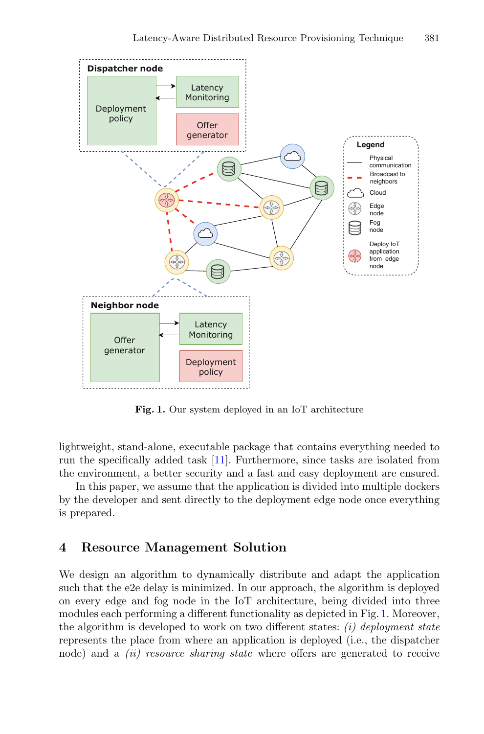Fig. 1. Our system deployed in an IoT architecture

lightweight, stand-alone, executable package that contains everything needed to run the specifically added task [11]. Furthermore, since tasks are isolated from the environment, a better security and a fast and easy deployment are ensured.

In this paper, we assume that the application is divided into multiple dockers by the developer and sent directly to the deployment edge node once everything is prepared.

## 4 Resource Management Solution

We design an algorithm to dynamically distribute and adapt the application such that the e2e delay is minimized. In our approach, the algorithm is deployed on every edge and fog node in the IoT architecture, being divided into three modules each performing a different functionality as depicted in Fig. 1. Moreover, the algorithm is developed to work on two different states: *(i) deployment state* represents the place from where an application is deployed (i.e., the dispatcher node) and a *(ii) resource sharing state* where offers are generated to receive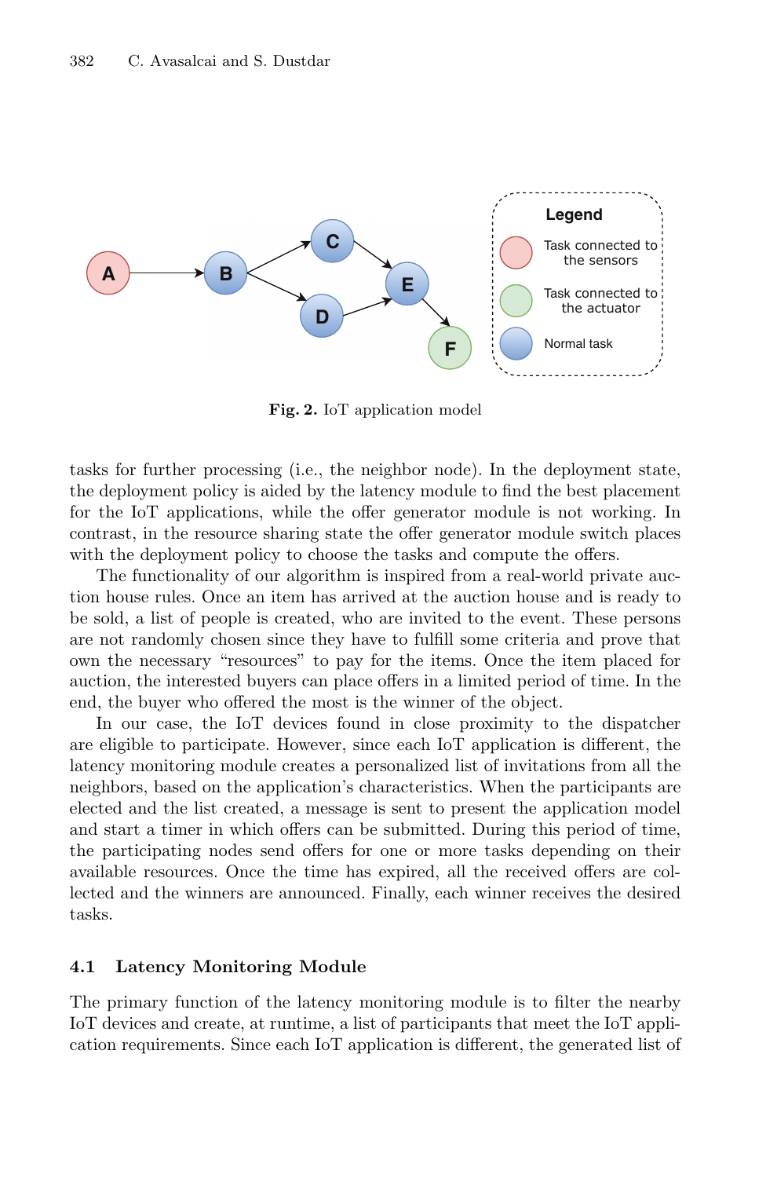**Fig. 2.** IoT application model

tasks for further processing (i.e., the neighbor node). In the deployment state, the deployment policy is aided by the latency module to find the best placement for the IoT applications, while the offer generator module is not working. In contrast, in the resource sharing state the offer generator module switch places with the deployment policy to choose the tasks and compute the offers.

The functionality of our algorithm is inspired from a real-world private auction house rules. Once an item has arrived at the auction house and is ready to be sold, a list of people is created, who are invited to the event. These persons are not randomly chosen since they have to fulfill some criteria and prove that own the necessary "resources" to pay for the items. Once the item placed for auction, the interested buyers can place offers in a limited period of time. In the end, the buyer who offered the most is the winner of the object.

In our case, the IoT devices found in close proximity to the dispatcher are eligible to participate. However, since each IoT application is different, the latency monitoring module creates a personalized list of invitations from all the neighbors, based on the application's characteristics. When the participants are elected and the list created, a message is sent to present the application model and start a timer in which offers can be submitted. During this period of time, the participating nodes send offers for one or more tasks depending on their available resources. Once the time has expired, all the received offers are collected and the winners are announced. Finally, each winner receives the desired tasks.

### 4.1 Latency Monitoring Module

The primary function of the latency monitoring module is to filter the nearby IoT devices and create, at runtime, a list of participants that meet the IoT application requirements. Since each IoT application is different, the generated list of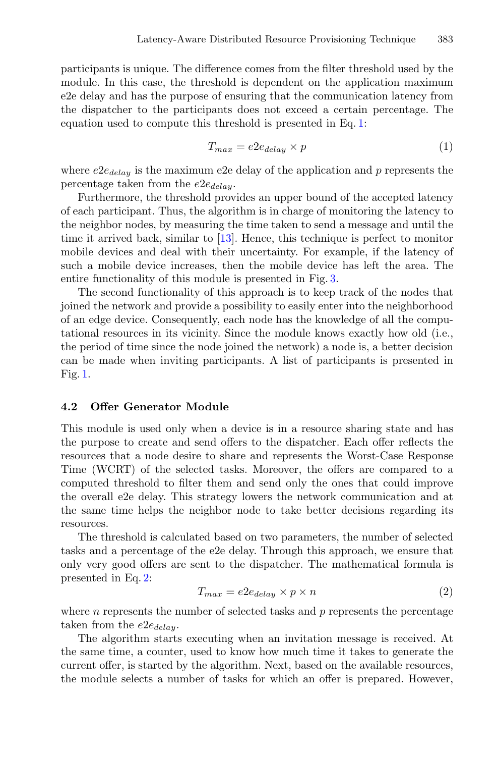participants is unique. The difference comes from the filter threshold used by the module. In this case, the threshold is dependent on the application maximum e2e delay and has the purpose of ensuring that the communication latency from the dispatcher to the participants does not exceed a certain percentage. The equation used to compute this threshold is presented in Eq. 1:

$$T_{max} = e2e_{delay} \times p \tag{1}$$

where $e2e_{delay}$ is the maximum e2e delay of the application and $p$ represents the percentage taken from the $e2e_{delay}$.

Furthermore, the threshold provides an upper bound of the accepted latency of each participant. Thus, the algorithm is in charge of monitoring the latency to the neighbor nodes, by measuring the time taken to send a message and until the time it arrived back, similar to [13]. Hence, this technique is perfect to monitor mobile devices and deal with their uncertainty. For example, if the latency of such a mobile device increases, then the mobile device has left the area. The entire functionality of this module is presented in Fig. 3.

The second functionality of this approach is to keep track of the nodes that joined the network and provide a possibility to easily enter into the neighborhood of an edge device. Consequently, each node has the knowledge of all the computational resources in its vicinity. Since the module knows exactly how old (i.e., the period of time since the node joined the network) a node is, a better decision can be made when inviting participants. A list of participants is presented in Fig. 1.

### 4.2 Offer Generator Module

This module is used only when a device is in a resource sharing state and has the purpose to create and send offers to the dispatcher. Each offer reflects the resources that a node desire to share and represents the Worst-Case Response Time (WCRT) of the selected tasks. Moreover, the offers are compared to a computed threshold to filter them and send only the ones that could improve the overall e2e delay. This strategy lowers the network communication and at the same time helps the neighbor node to take better decisions regarding its resources.

The threshold is calculated based on two parameters, the number of selected tasks and a percentage of the e2e delay. Through this approach, we ensure that only very good offers are sent to the dispatcher. The mathematical formula is presented in Eq. 2:

$$T_{max} = e2e_{delay} \times p \times n \tag{2}$$

where $n$ represents the number of selected tasks and $p$ represents the percentage taken from the $e2e_{delay}$.

The algorithm starts executing when an invitation message is received. At the same time, a counter, used to know how much time it takes to generate the current offer, is started by the algorithm. Next, based on the available resources, the module selects a number of tasks for which an offer is prepared. However,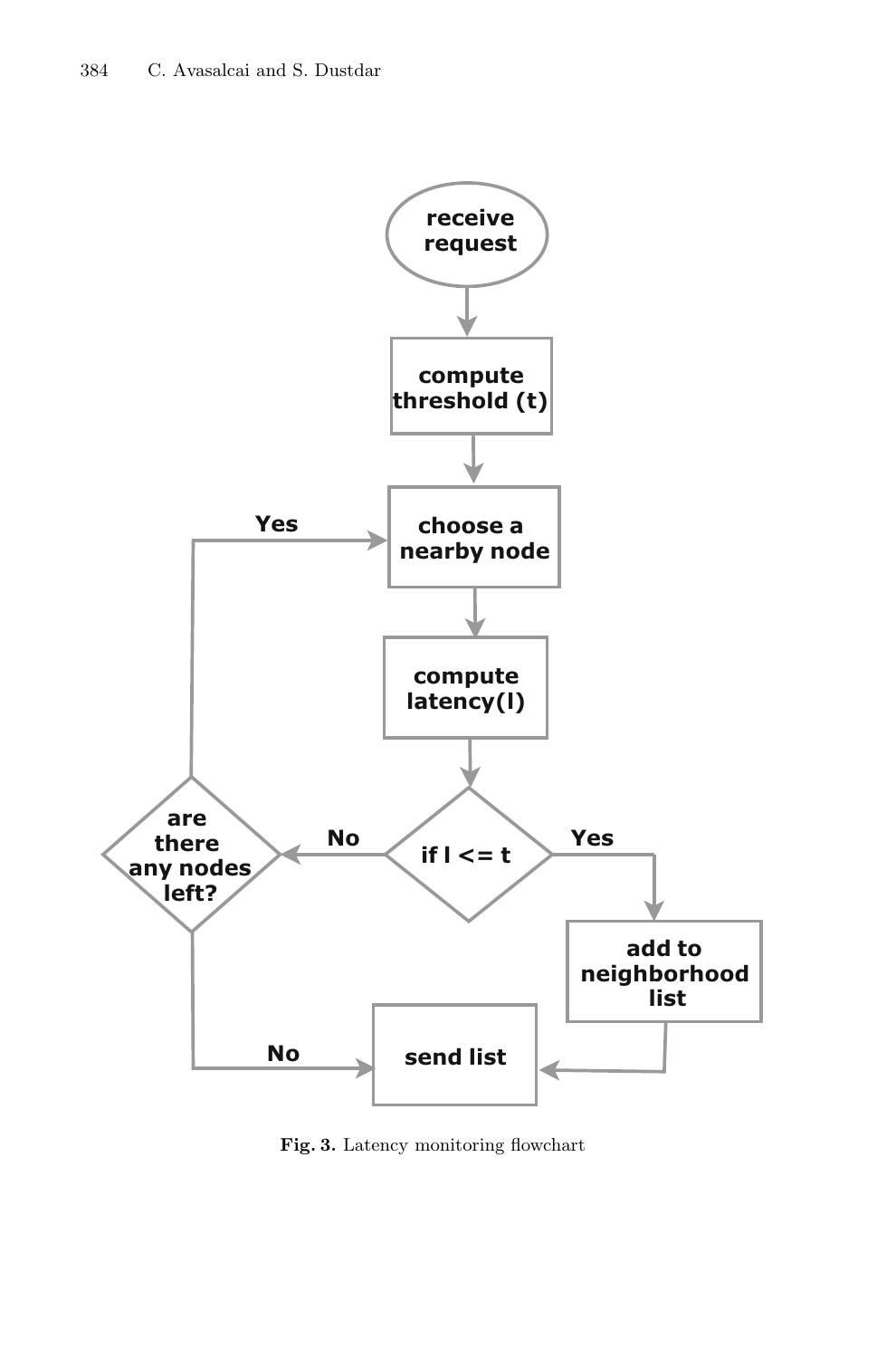Fig. 3. Latency monitoring flowchart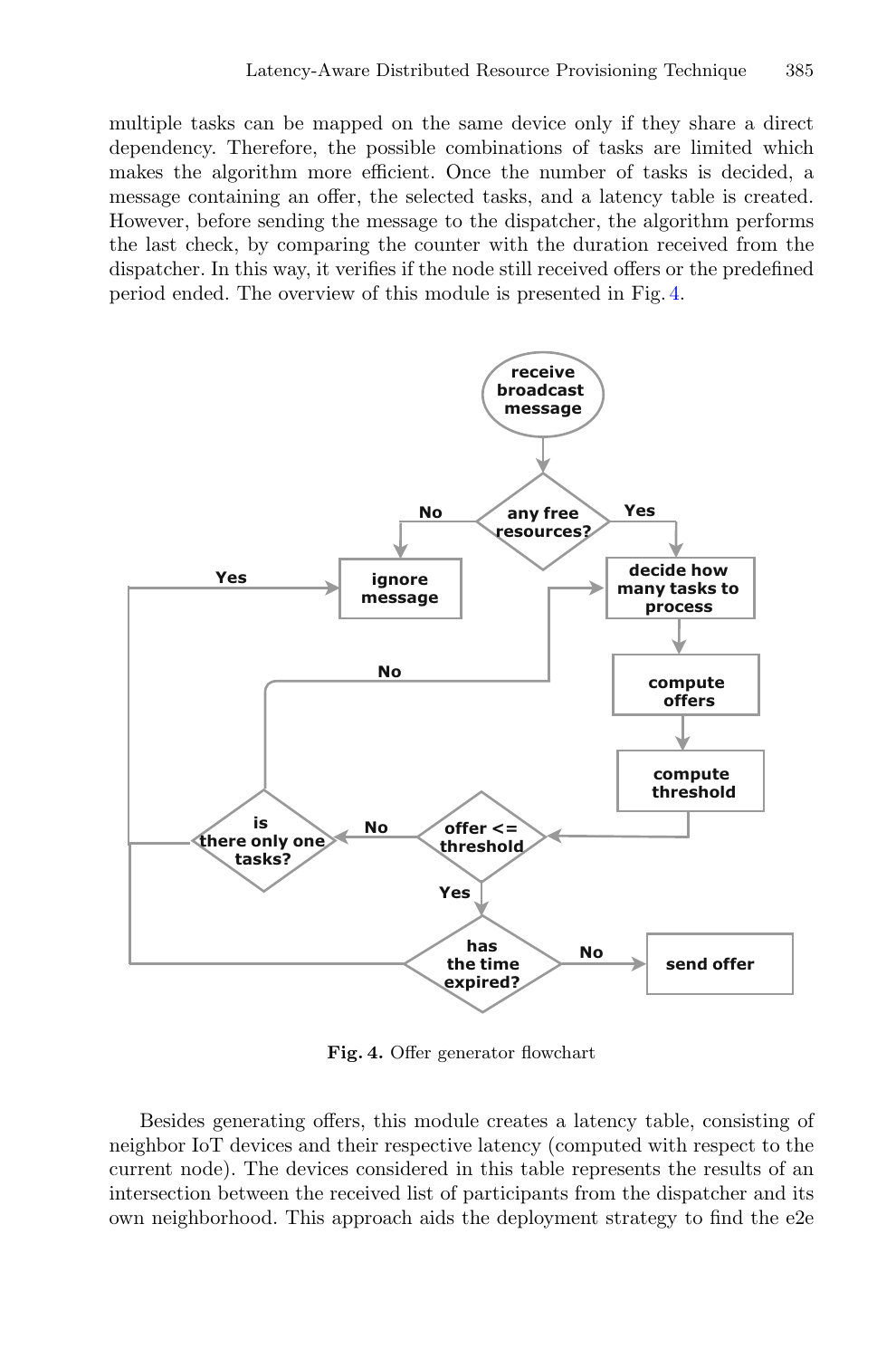multiple tasks can be mapped on the same device only if they share a direct dependency. Therefore, the possible combinations of tasks are limited which makes the algorithm more efficient. Once the number of tasks is decided, a message containing an offer, the selected tasks, and a latency table is created. However, before sending the message to the dispatcher, the algorithm performs the last check, by comparing the counter with the duration received from the dispatcher. In this way, it verifies if the node still received offers or the predefined period ended. The overview of this module is presented in Fig. 4.

**Fig. 4.** Offer generator flowchart

Besides generating offers, this module creates a latency table, consisting of neighbor IoT devices and their respective latency (computed with respect to the current node). The devices considered in this table represents the results of an intersection between the received list of participants from the dispatcher and its own neighborhood. This approach aids the deployment strategy to find the e2e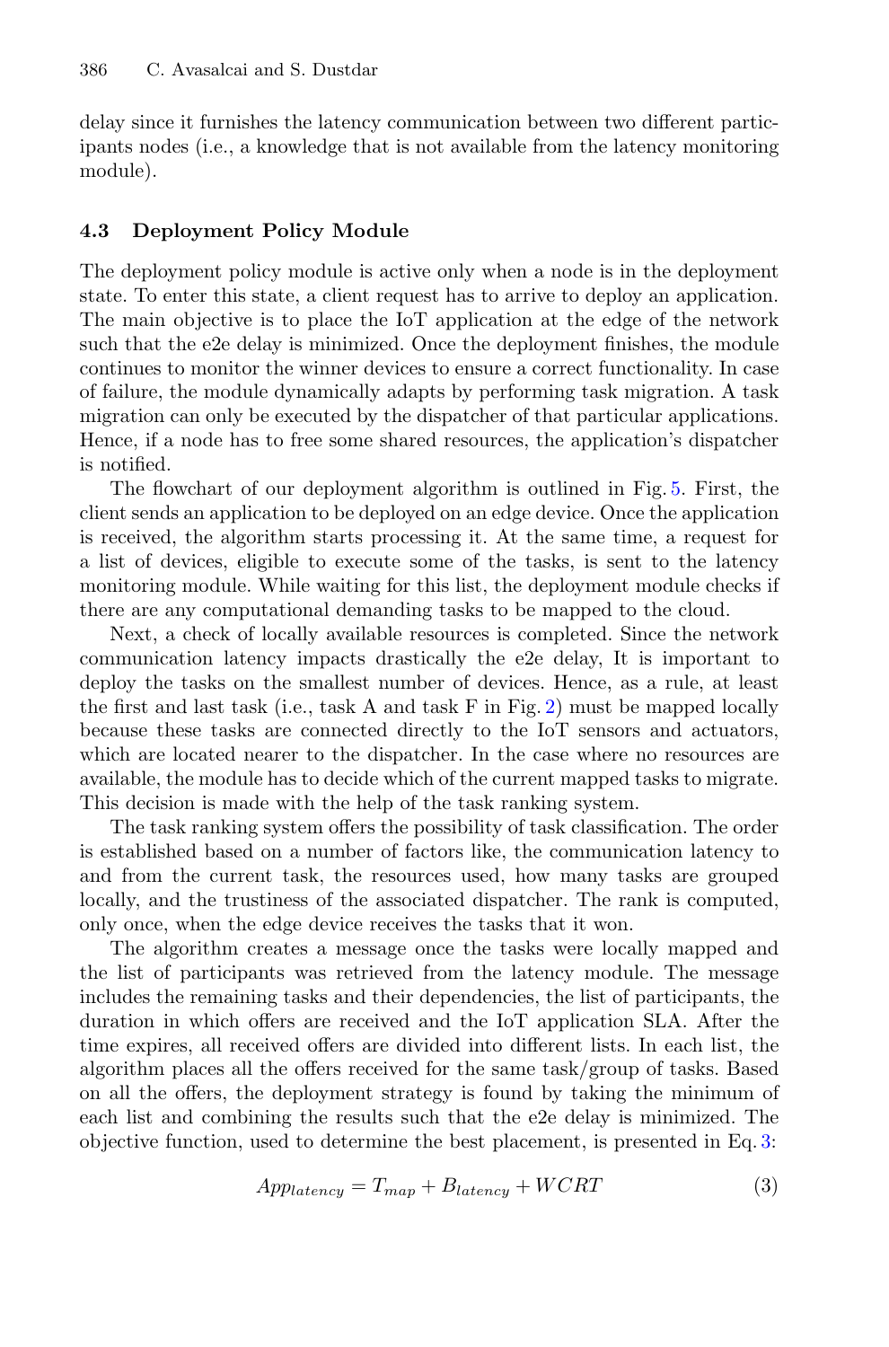delay since it furnishes the latency communication between two different participants nodes (i.e., a knowledge that is not available from the latency monitoring module).

### 4.3 Deployment Policy Module

The deployment policy module is active only when a node is in the deployment state. To enter this state, a client request has to arrive to deploy an application. The main objective is to place the IoT application at the edge of the network such that the e2e delay is minimized. Once the deployment finishes, the module continues to monitor the winner devices to ensure a correct functionality. In case of failure, the module dynamically adapts by performing task migration. A task migration can only be executed by the dispatcher of that particular applications. Hence, if a node has to free some shared resources, the application's dispatcher is notified.

The flowchart of our deployment algorithm is outlined in Fig. 5. First, the client sends an application to be deployed on an edge device. Once the application is received, the algorithm starts processing it. At the same time, a request for a list of devices, eligible to execute some of the tasks, is sent to the latency monitoring module. While waiting for this list, the deployment module checks if there are any computational demanding tasks to be mapped to the cloud.

Next, a check of locally available resources is completed. Since the network communication latency impacts drastically the e2e delay, It is important to deploy the tasks on the smallest number of devices. Hence, as a rule, at least the first and last task (i.e., task A and task F in Fig. 2) must be mapped locally because these tasks are connected directly to the IoT sensors and actuators, which are located nearer to the dispatcher. In the case where no resources are available, the module has to decide which of the current mapped tasks to migrate. This decision is made with the help of the task ranking system.

The task ranking system offers the possibility of task classification. The order is established based on a number of factors like, the communication latency to and from the current task, the resources used, how many tasks are grouped locally, and the trustiness of the associated dispatcher. The rank is computed, only once, when the edge device receives the tasks that it won.

The algorithm creates a message once the tasks were locally mapped and the list of participants was retrieved from the latency module. The message includes the remaining tasks and their dependencies, the list of participants, the duration in which offers are received and the IoT application SLA. After the time expires, all received offers are divided into different lists. In each list, the algorithm places all the offers received for the same task/group of tasks. Based on all the offers, the deployment strategy is found by taking the minimum of each list and combining the results such that the e2e delay is minimized. The objective function, used to determine the best placement, is presented in Eq. 3:

$$App_{latency} = T_{map} + B_{latency} + WCRT \tag{3}$$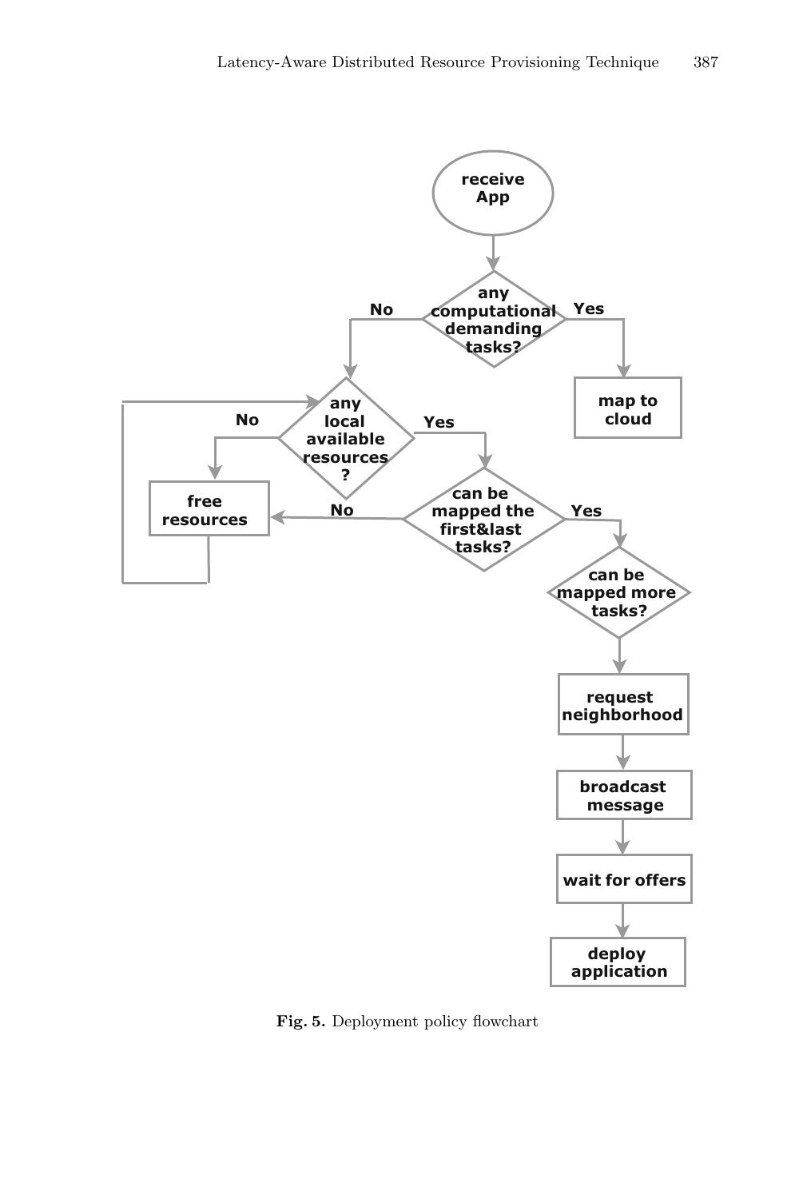Fig. 5. Deployment policy flowchart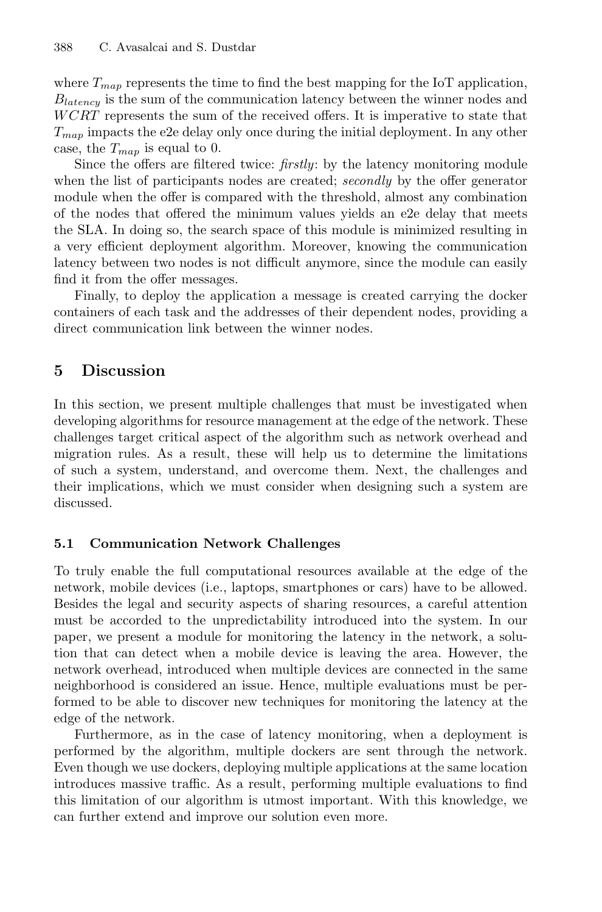where $T_{map}$ represents the time to find the best mapping for the IoT application, $B_{latency}$ is the sum of the communication latency between the winner nodes and $WCRT$ represents the sum of the received offers. It is imperative to state that $T_{map}$ impacts the e2e delay only once during the initial deployment. In any other case, the $T_{map}$ is equal to 0.

Since the offers are filtered twice: *firstly*: by the latency monitoring module when the list of participants nodes are created; *secondly* by the offer generator module when the offer is compared with the threshold, almost any combination of the nodes that offered the minimum values yields an e2e delay that meets the SLA. In doing so, the search space of this module is minimized resulting in a very efficient deployment algorithm. Moreover, knowing the communication latency between two nodes is not difficult anymore, since the module can easily find it from the offer messages.

Finally, to deploy the application a message is created carrying the docker containers of each task and the addresses of their dependent nodes, providing a direct communication link between the winner nodes.

## 5 Discussion

In this section, we present multiple challenges that must be investigated when developing algorithms for resource management at the edge of the network. These challenges target critical aspect of the algorithm such as network overhead and migration rules. As a result, these will help us to determine the limitations of such a system, understand, and overcome them. Next, the challenges and their implications, which we must consider when designing such a system are discussed.

### 5.1 Communication Network Challenges

To truly enable the full computational resources available at the edge of the network, mobile devices (i.e., laptops, smartphones or cars) have to be allowed. Besides the legal and security aspects of sharing resources, a careful attention must be accorded to the unpredictability introduced into the system. In our paper, we present a module for monitoring the latency in the network, a solution that can detect when a mobile device is leaving the area. However, the network overhead, introduced when multiple devices are connected in the same neighborhood is considered an issue. Hence, multiple evaluations must be performed to be able to discover new techniques for monitoring the latency at the edge of the network.

Furthermore, as in the case of latency monitoring, when a deployment is performed by the algorithm, multiple dockers are sent through the network. Even though we use dockers, deploying multiple applications at the same location introduces massive traffic. As a result, performing multiple evaluations to find this limitation of our algorithm is utmost important. With this knowledge, we can further extend and improve our solution even more.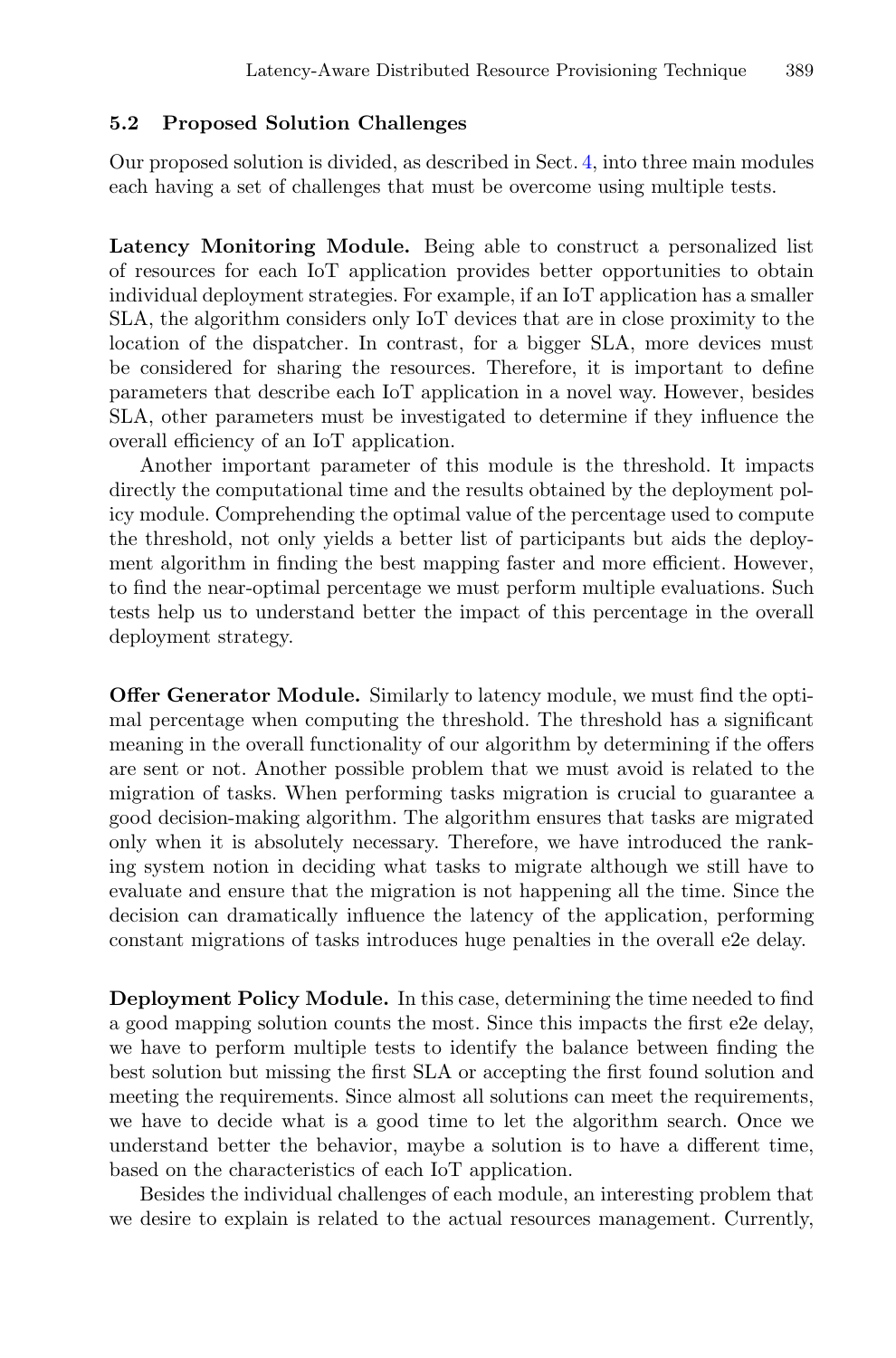### 5.2 Proposed Solution Challenges

Our proposed solution is divided, as described in Sect. 4, into three main modules each having a set of challenges that must be overcome using multiple tests.

**Latency Monitoring Module.** Being able to construct a personalized list of resources for each IoT application provides better opportunities to obtain individual deployment strategies. For example, if an IoT application has a smaller SLA, the algorithm considers only IoT devices that are in close proximity to the location of the dispatcher. In contrast, for a bigger SLA, more devices must be considered for sharing the resources. Therefore, it is important to define parameters that describe each IoT application in a novel way. However, besides SLA, other parameters must be investigated to determine if they influence the overall efficiency of an IoT application.

Another important parameter of this module is the threshold. It impacts directly the computational time and the results obtained by the deployment policy module. Comprehending the optimal value of the percentage used to compute the threshold, not only yields a better list of participants but aids the deployment algorithm in finding the best mapping faster and more efficient. However, to find the near-optimal percentage we must perform multiple evaluations. Such tests help us to understand better the impact of this percentage in the overall deployment strategy.

**Offer Generator Module.** Similarly to latency module, we must find the optimal percentage when computing the threshold. The threshold has a significant meaning in the overall functionality of our algorithm by determining if the offers are sent or not. Another possible problem that we must avoid is related to the migration of tasks. When performing tasks migration is crucial to guarantee a good decision-making algorithm. The algorithm ensures that tasks are migrated only when it is absolutely necessary. Therefore, we have introduced the ranking system notion in deciding what tasks to migrate although we still have to evaluate and ensure that the migration is not happening all the time. Since the decision can dramatically influence the latency of the application, performing constant migrations of tasks introduces huge penalties in the overall e2e delay.

**Deployment Policy Module.** In this case, determining the time needed to find a good mapping solution counts the most. Since this impacts the first e2e delay, we have to perform multiple tests to identify the balance between finding the best solution but missing the first SLA or accepting the first found solution and meeting the requirements. Since almost all solutions can meet the requirements, we have to decide what is a good time to let the algorithm search. Once we understand better the behavior, maybe a solution is to have a different time, based on the characteristics of each IoT application.

Besides the individual challenges of each module, an interesting problem that we desire to explain is related to the actual resources management. Currently,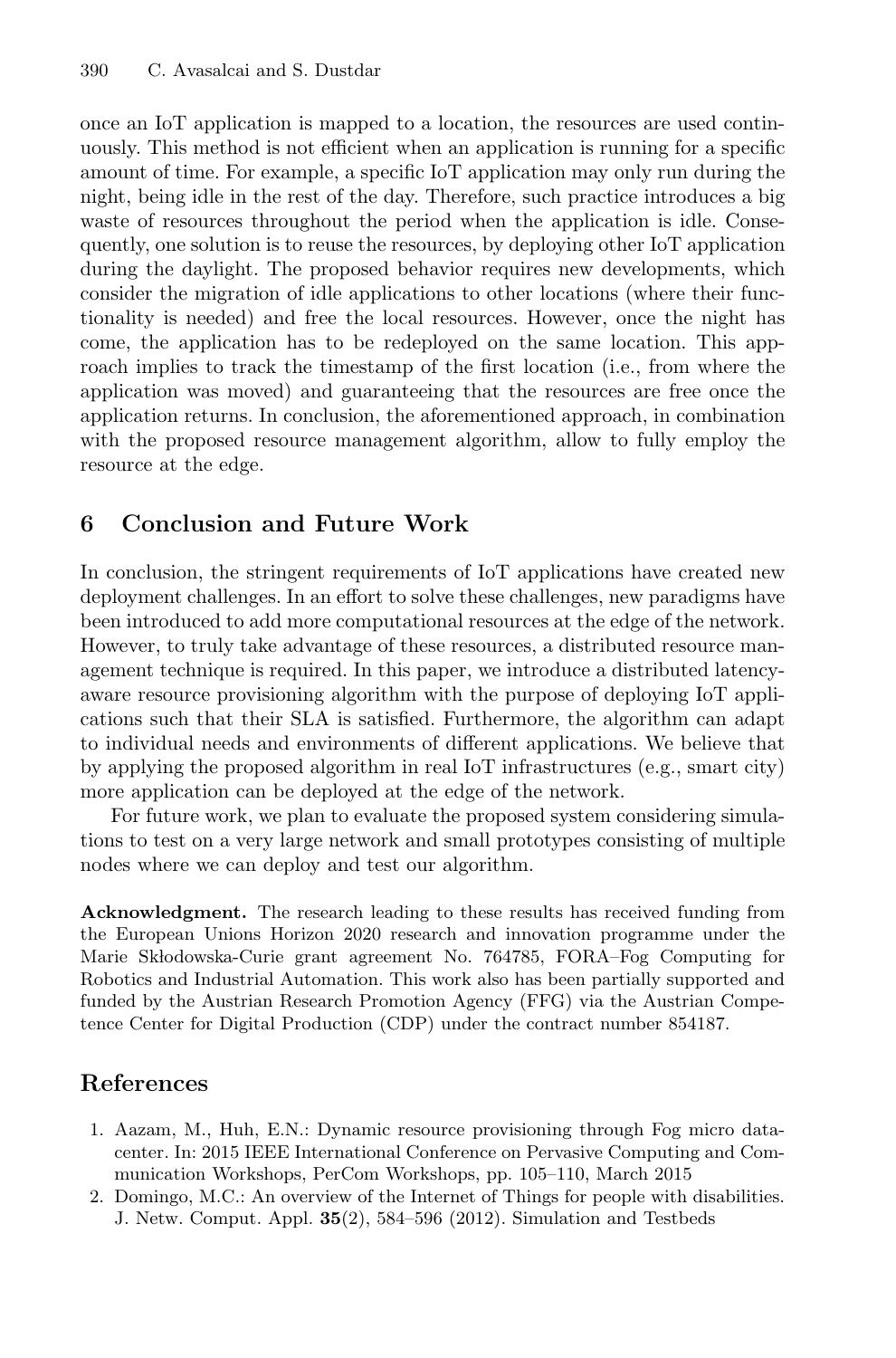once an IoT application is mapped to a location, the resources are used continuously. This method is not efficient when an application is running for a specific amount of time. For example, a specific IoT application may only run during the night, being idle in the rest of the day. Therefore, such practice introduces a big waste of resources throughout the period when the application is idle. Consequently, one solution is to reuse the resources, by deploying other IoT application during the daylight. The proposed behavior requires new developments, which consider the migration of idle applications to other locations (where their functionality is needed) and free the local resources. However, once the night has come, the application has to be redeployed on the same location. This approach implies to track the timestamp of the first location (i.e., from where the application was moved) and guaranteeing that the resources are free once the application returns. In conclusion, the aforementioned approach, in combination with the proposed resource management algorithm, allow to fully employ the resource at the edge.

## 6 Conclusion and Future Work

In conclusion, the stringent requirements of IoT applications have created new deployment challenges. In an effort to solve these challenges, new paradigms have been introduced to add more computational resources at the edge of the network. However, to truly take advantage of these resources, a distributed resource management technique is required. In this paper, we introduce a distributed latency-aware resource provisioning algorithm with the purpose of deploying IoT applications such that their SLA is satisfied. Furthermore, the algorithm can adapt to individual needs and environments of different applications. We believe that by applying the proposed algorithm in real IoT infrastructures (e.g., smart city) more application can be deployed at the edge of the network.

For future work, we plan to evaluate the proposed system considering simulations to test on a very large network and small prototypes consisting of multiple nodes where we can deploy and test our algorithm.

**Acknowledgment.** The research leading to these results has received funding from the European Unions Horizon 2020 research and innovation programme under the Marie Skłodowska-Curie grant agreement No. 764785, FORA–Fog Computing for Robotics and Industrial Automation. This work also has been partially supported and funded by the Austrian Research Promotion Agency (FFG) via the Austrian Competence Center for Digital Production (CDP) under the contract number 854187.

## References

1. Aazam, M., Huh, E.N.: Dynamic resource provisioning through Fog micro datacenter. In: 2015 IEEE International Conference on Pervasive Computing and Communication Workshops, PerCom Workshops, pp. 105–110, March 2015
2. Domingo, M.C.: An overview of the Internet of Things for people with disabilities. J. Netw. Comput. Appl. **35**(2), 584–596 (2012). Simulation and Testbeds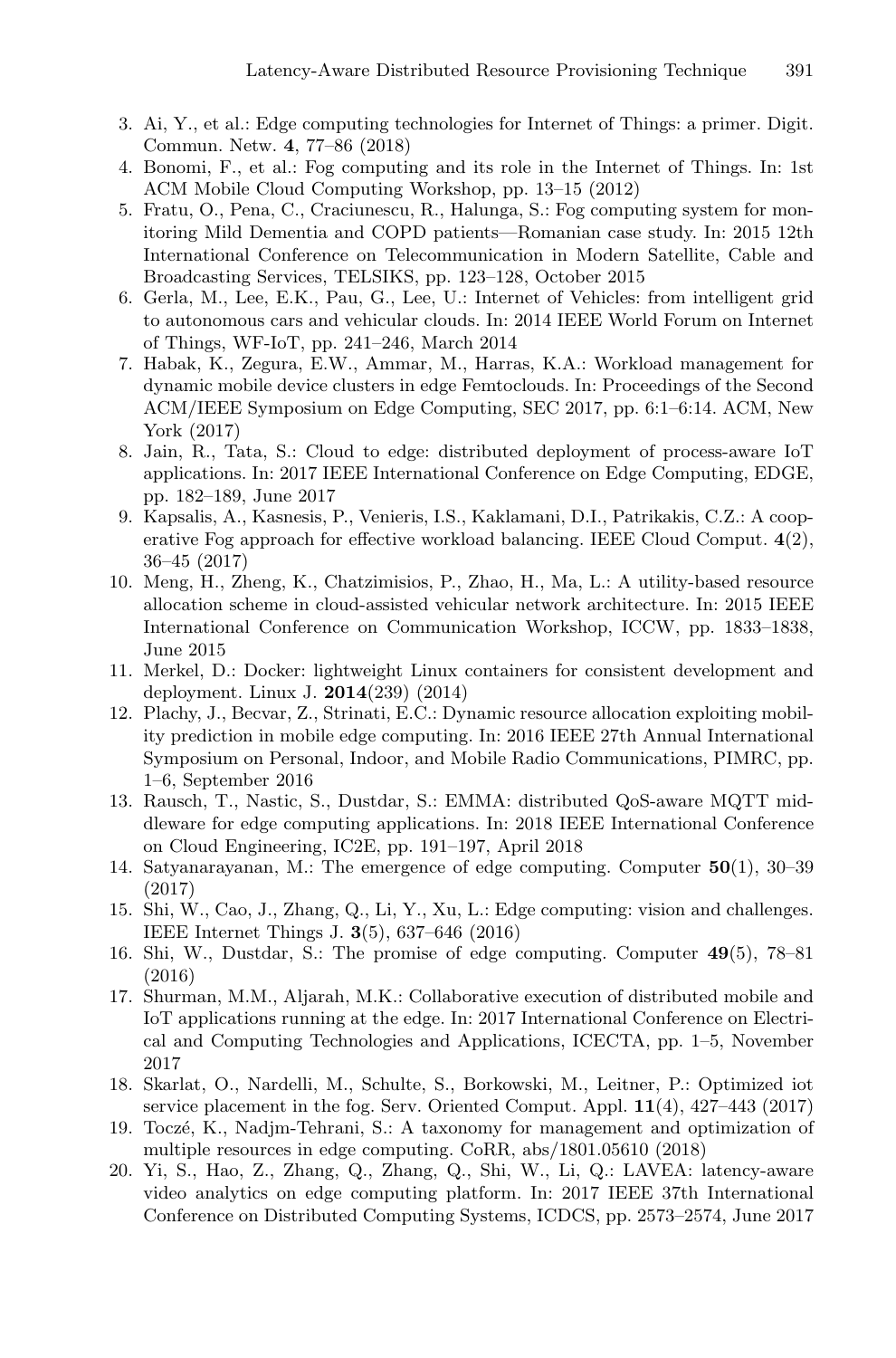3. Ai, Y., et al.: Edge computing technologies for Internet of Things: a primer. Digit. Commun. Netw. **4**, 77–86 (2018)
4. Bonomi, F., et al.: Fog computing and its role in the Internet of Things. In: 1st ACM Mobile Cloud Computing Workshop, pp. 13–15 (2012)
5. Fratu, O., Pena, C., Craciunescu, R., Halunga, S.: Fog computing system for monitoring Mild Dementia and COPD patients—Romanian case study. In: 2015 12th International Conference on Telecommunication in Modern Satellite, Cable and Broadcasting Services, TELSIKS, pp. 123–128, October 2015
6. Gerla, M., Lee, E.K., Pau, G., Lee, U.: Internet of Vehicles: from intelligent grid to autonomous cars and vehicular clouds. In: 2014 IEEE World Forum on Internet of Things, WF-IoT, pp. 241–246, March 2014
7. Habak, K., Zegura, E.W., Ammar, M., Harras, K.A.: Workload management for dynamic mobile device clusters in edge Femtoclouds. In: Proceedings of the Second ACM/IEEE Symposium on Edge Computing, SEC 2017, pp. 6:1–6:14. ACM, New York (2017)
8. Jain, R., Tata, S.: Cloud to edge: distributed deployment of process-aware IoT applications. In: 2017 IEEE International Conference on Edge Computing, EDGE, pp. 182–189, June 2017
9. Kapsalis, A., Kasnesis, P., Venieris, I.S., Kaklamani, D.I., Patrikakis, C.Z.: A cooperative Fog approach for effective workload balancing. IEEE Cloud Comput. **4**(2), 36–45 (2017)
10. Meng, H., Zheng, K., Chatzimisios, P., Zhao, H., Ma, L.: A utility-based resource allocation scheme in cloud-assisted vehicular network architecture. In: 2015 IEEE International Conference on Communication Workshop, ICCW, pp. 1833–1838, June 2015
11. Merkel, D.: Docker: lightweight Linux containers for consistent development and deployment. Linux J. **2014**(239) (2014)
12. Plachy, J., Becvar, Z., Strinati, E.C.: Dynamic resource allocation exploiting mobility prediction in mobile edge computing. In: 2016 IEEE 27th Annual International Symposium on Personal, Indoor, and Mobile Radio Communications, PIMRC, pp. 1–6, September 2016
13. Rausch, T., Nastic, S., Dustdar, S.: EMMA: distributed QoS-aware MQTT middleware for edge computing applications. In: 2018 IEEE International Conference on Cloud Engineering, IC2E, pp. 191–197, April 2018
14. Satyanarayanan, M.: The emergence of edge computing. Computer **50**(1), 30–39 (2017)
15. Shi, W., Cao, J., Zhang, Q., Li, Y., Xu, L.: Edge computing: vision and challenges. IEEE Internet Things J. **3**(5), 637–646 (2016)
16. Shi, W., Dustdar, S.: The promise of edge computing. Computer **49**(5), 78–81 (2016)
17. Shurman, M.M., Aljarah, M.K.: Collaborative execution of distributed mobile and IoT applications running at the edge. In: 2017 International Conference on Electrical and Computing Technologies and Applications, ICECTA, pp. 1–5, November 2017
18. Skarlat, O., Nardelli, M., Schulte, S., Borkowski, M., Leitner, P.: Optimized iot service placement in the fog. Serv. Oriented Comput. Appl. **11**(4), 427–443 (2017)
19. Toczé, K., Nadjm-Tehrani, S.: A taxonomy for management and optimization of multiple resources in edge computing. CoRR, abs/1801.05610 (2018)
20. Yi, S., Hao, Z., Zhang, Q., Zhang, Q., Shi, W., Li, Q.: LAVEA: latency-aware video analytics on edge computing platform. In: 2017 IEEE 37th International Conference on Distributed Computing Systems, ICDCS, pp. 2573–2574, June 2017